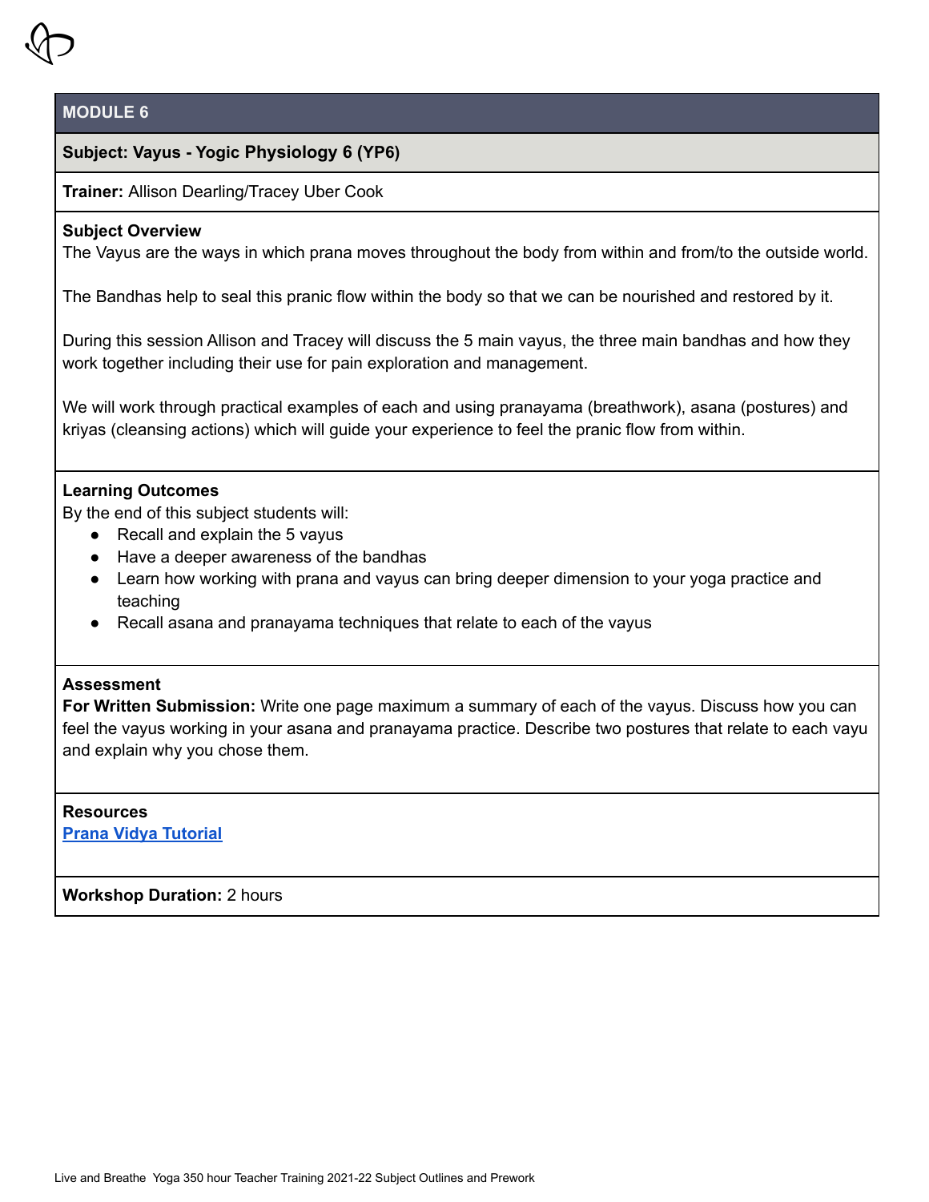## MODULE 6

**Subject: Vayus - Yogic Physiology 6 (YP6)**

**Trainer:** Allison Dearling/Tracey Uber Cook

**Subject Overview**

The Vayus are the ways in which prana moves throughout the body from within and from/to the outside world.

The Bandhas help to seal this pranic flow within the body so that we can be nourished and restored by it.

During this session Allison and Tracey will discuss the 5 main vayus, the three main bandhas and how they work together including their use for pain exploration and management.

We will work through practical examples of each and using pranayama (breathwork), asana (postures) and kriyas (cleansing actions) which will guide your experience to feel the pranic flow from within.

**Learning Outcomes**

By the end of this subject students will:

- Recall and explain the 5 vayus
- Have a deeper awareness of the bandhas
- Learn how working with prana and vayus can bring deeper dimension to your yoga practice and teaching
- Recall asana and pranayama techniques that relate to each of the vayus

**Assessment**

**For Written Submission:** Write one page maximum a summary of each of the vayus. Discuss how you can feel the vayus working in your asana and pranayama practice. Describe two postures that relate to each vayu and explain why you chose them.

**Resources**

Prana Vidya Tutorial

**Workshop Duration:** 2 hours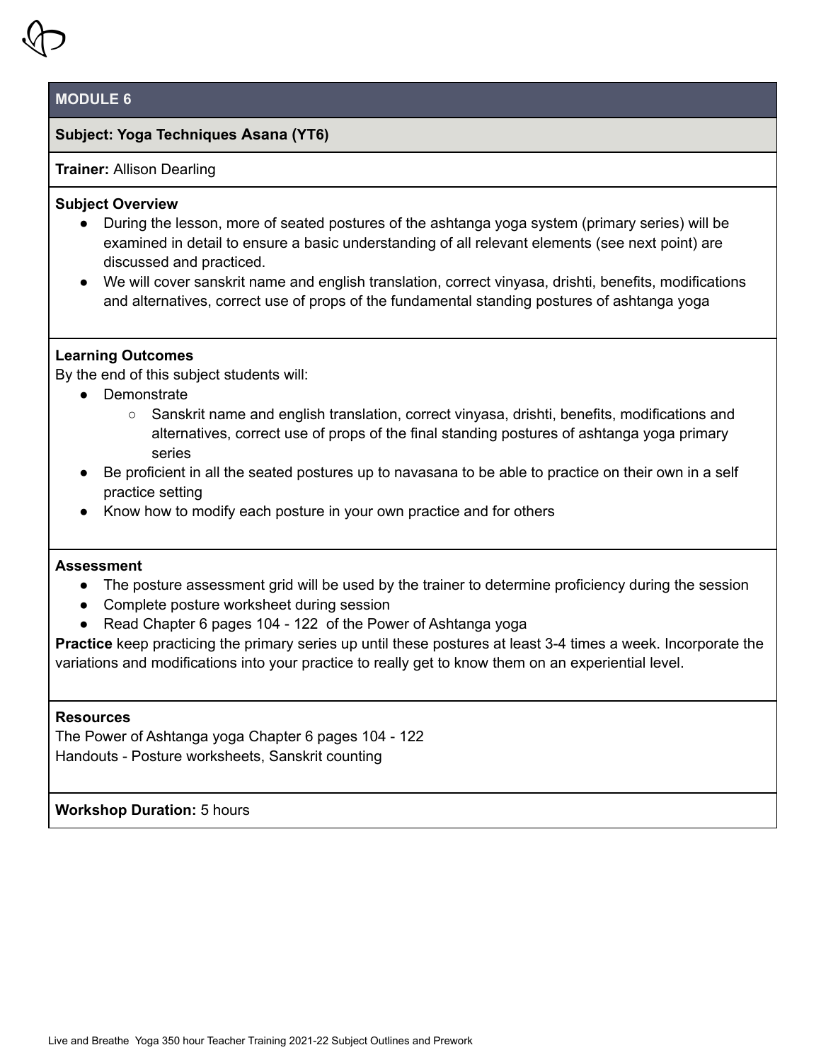## MODULE 6

**Subject: Yoga Techniques Asana (YT6)**

**Trainer:** Allison Dearling

**Subject Overview**

- During the lesson, more of seated postures of the ashtanga yoga system (primary series) will be examined in detail to ensure a basic understanding of all relevant elements (see next point) are discussed and practiced.
- We will cover sanskrit name and english translation, correct vinyasa, drishti, benefits, modifications and alternatives, correct use of props of the fundamental standing postures of ashtanga yoga

**Learning Outcomes**

By the end of this subject students will:

- Demonstrate
  - Sanskrit name and english translation, correct vinyasa, drishti, benefits, modifications and alternatives, correct use of props of the final standing postures of ashtanga yoga primary series
- Be proficient in all the seated postures up to navasana to be able to practice on their own in a self practice setting
- Know how to modify each posture in your own practice and for others

**Assessment**

- The posture assessment grid will be used by the trainer to determine proficiency during the session
- Complete posture worksheet during session
- Read Chapter 6 pages 104 - 122 of the Power of Ashtanga yoga

**Practice** keep practicing the primary series up until these postures at least 3-4 times a week. Incorporate the variations and modifications into your practice to really get to know them on an experiential level.

**Resources**

The Power of Ashtanga yoga Chapter 6 pages 104 - 122
Handouts - Posture worksheets, Sanskrit counting

**Workshop Duration:** 5 hours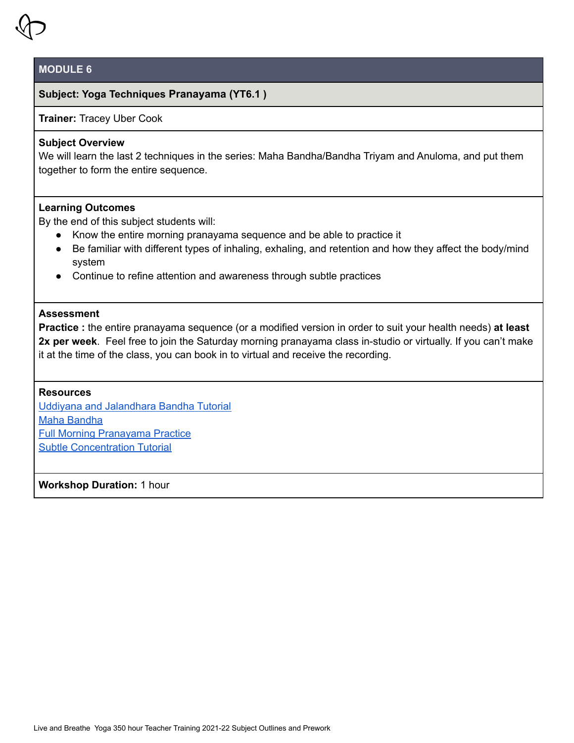## MODULE 6

**Subject: Yoga Techniques Pranayama (YT6.1 )**

**Trainer:** Tracey Uber Cook

**Subject Overview**

We will learn the last 2 techniques in the series: Maha Bandha/Bandha Triyam and Anuloma, and put them together to form the entire sequence.

**Learning Outcomes**

By the end of this subject students will:

- Know the entire morning pranayama sequence and be able to practice it
- Be familiar with different types of inhaling, exhaling, and retention and how they affect the body/mind system
- Continue to refine attention and awareness through subtle practices

**Assessment**

**Practice :** the entire pranayama sequence (or a modified version in order to suit your health needs) **at least 2x per week**. Feel free to join the Saturday morning pranayama class in-studio or virtually. If you can't make it at the time of the class, you can book in to virtual and receive the recording.

**Resources**

Uddiyana and Jalandhara Bandha Tutorial

Maha Bandha

Full Morning Pranayama Practice

Subtle Concentration Tutorial

**Workshop Duration:** 1 hour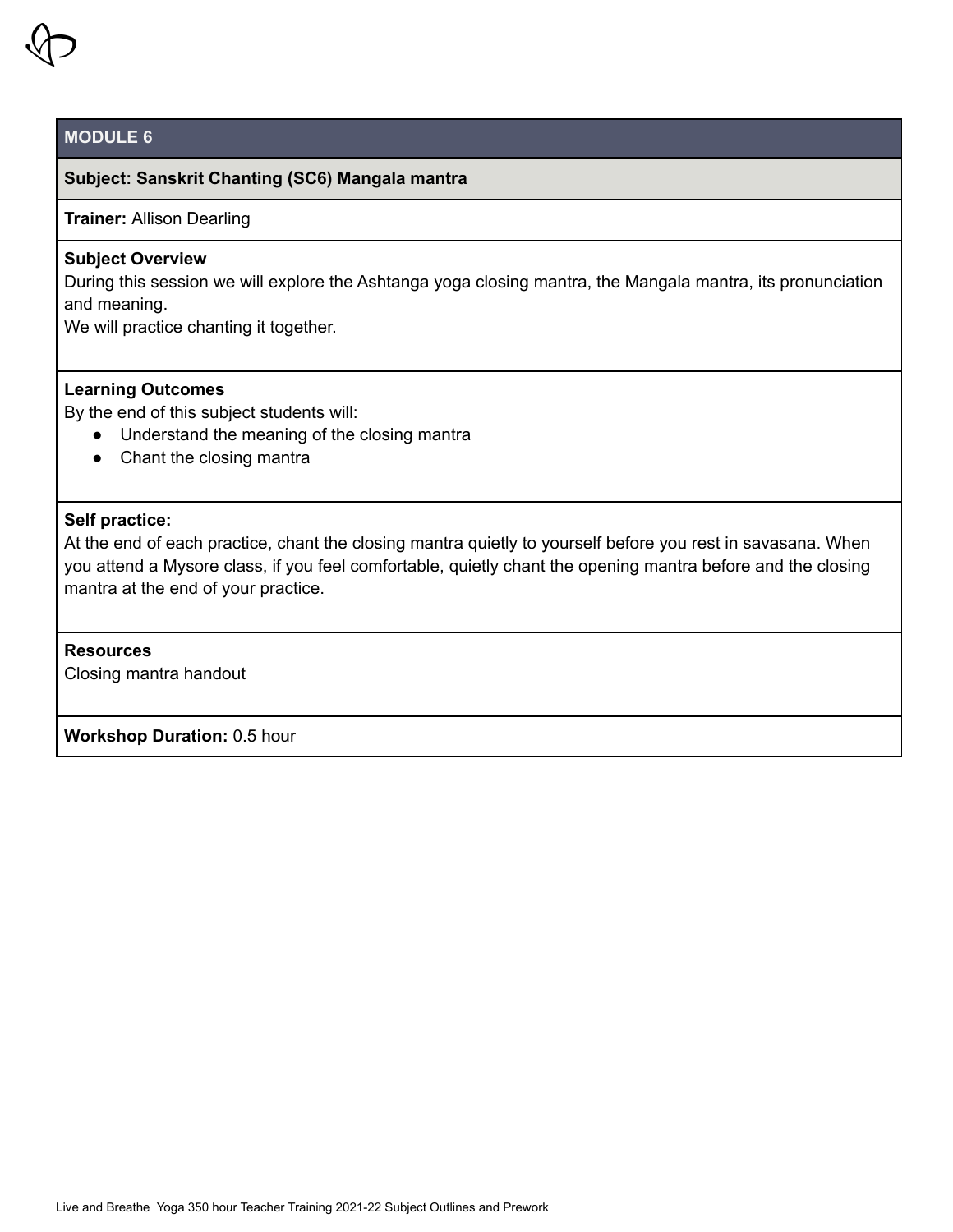## MODULE 6

**Subject: Sanskrit Chanting (SC6) Mangala mantra**

**Trainer:** Allison Dearling

**Subject Overview**

During this session we will explore the Ashtanga yoga closing mantra, the Mangala mantra, its pronunciation and meaning.

We will practice chanting it together.

**Learning Outcomes**

By the end of this subject students will:

- Understand the meaning of the closing mantra
- Chant the closing mantra

**Self practice:**

At the end of each practice, chant the closing mantra quietly to yourself before you rest in savasana. When you attend a Mysore class, if you feel comfortable, quietly chant the opening mantra before and the closing mantra at the end of your practice.

**Resources**

Closing mantra handout

**Workshop Duration:** 0.5 hour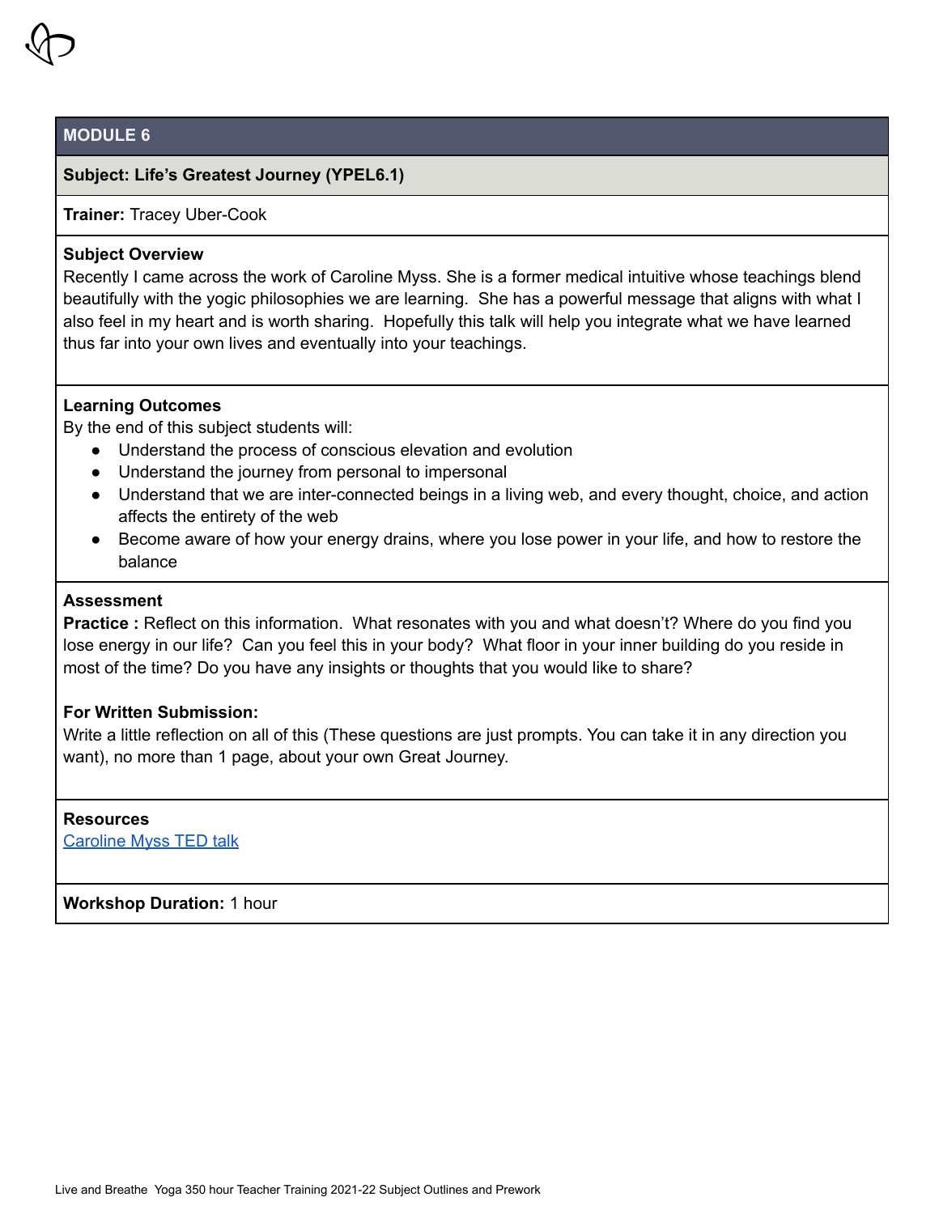## MODULE 6

**Subject: Life's Greatest Journey (YPEL6.1)**

**Trainer:** Tracey Uber-Cook

**Subject Overview**

Recently I came across the work of Caroline Myss. She is a former medical intuitive whose teachings blend beautifully with the yogic philosophies we are learning. She has a powerful message that aligns with what I also feel in my heart and is worth sharing. Hopefully this talk will help you integrate what we have learned thus far into your own lives and eventually into your teachings.

**Learning Outcomes**

By the end of this subject students will:

- Understand the process of conscious elevation and evolution
- Understand the journey from personal to impersonal
- Understand that we are inter-connected beings in a living web, and every thought, choice, and action affects the entirety of the web
- Become aware of how your energy drains, where you lose power in your life, and how to restore the balance

**Assessment**

**Practice :** Reflect on this information. What resonates with you and what doesn't? Where do you find you lose energy in our life? Can you feel this in your body? What floor in your inner building do you reside in most of the time? Do you have any insights or thoughts that you would like to share?

**For Written Submission:**

Write a little reflection on all of this (These questions are just prompts. You can take it in any direction you want), no more than 1 page, about your own Great Journey.

**Resources**

Caroline Myss TED talk

**Workshop Duration:** 1 hour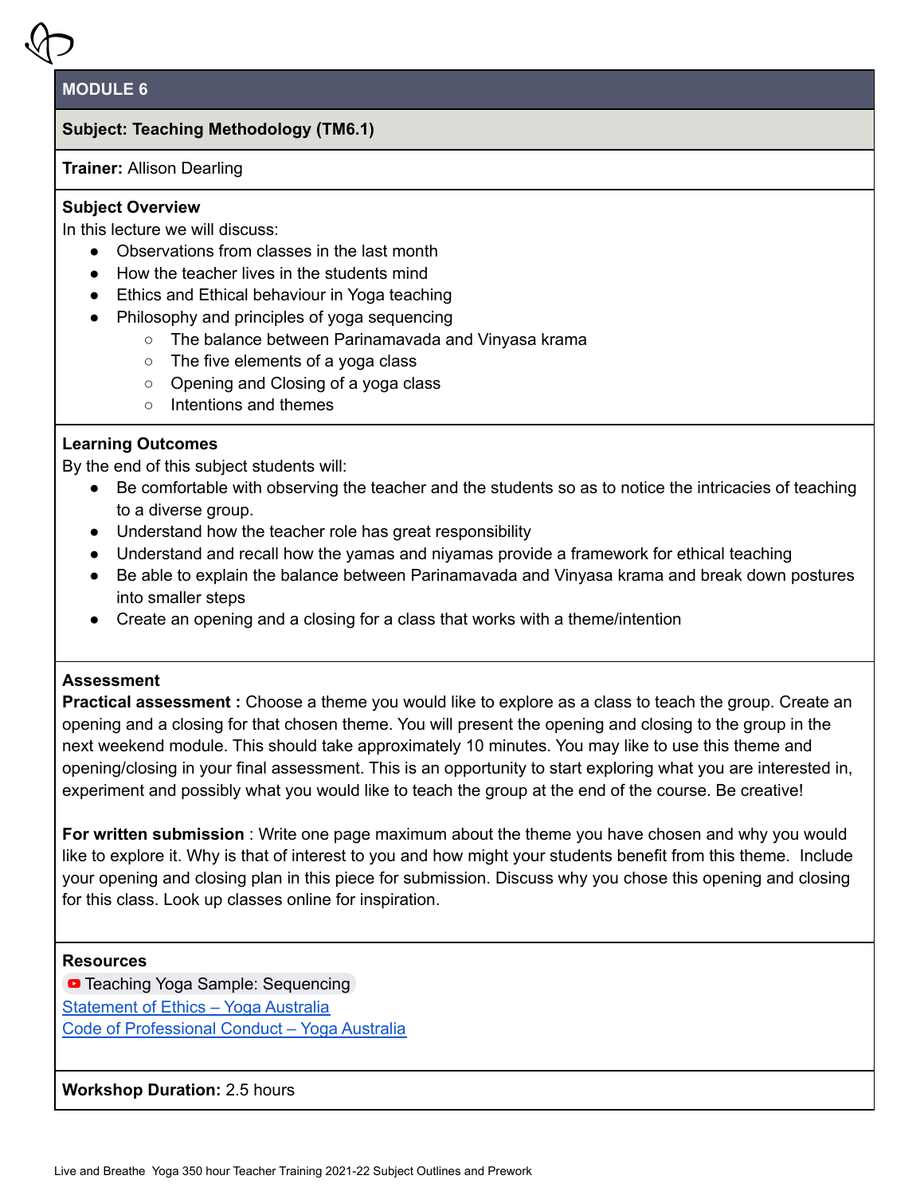## MODULE 6

**Subject: Teaching Methodology (TM6.1)**

**Trainer:** Allison Dearling

**Subject Overview**

In this lecture we will discuss:

- Observations from classes in the last month
- How the teacher lives in the students mind
- Ethics and Ethical behaviour in Yoga teaching
- Philosophy and principles of yoga sequencing
  - The balance between Parinamavada and Vinyasa krama
  - The five elements of a yoga class
  - Opening and Closing of a yoga class
  - Intentions and themes

**Learning Outcomes**

By the end of this subject students will:

- Be comfortable with observing the teacher and the students so as to notice the intricacies of teaching to a diverse group.
- Understand how the teacher role has great responsibility
- Understand and recall how the yamas and niyamas provide a framework for ethical teaching
- Be able to explain the balance between Parinamavada and Vinyasa krama and break down postures into smaller steps
- Create an opening and a closing for a class that works with a theme/intention

**Assessment**

**Practical assessment :** Choose a theme you would like to explore as a class to teach the group. Create an opening and a closing for that chosen theme. You will present the opening and closing to the group in the next weekend module. This should take approximately 10 minutes. You may like to use this theme and opening/closing in your final assessment. This is an opportunity to start exploring what you are interested in, experiment and possibly what you would like to teach the group at the end of the course. Be creative!

**For written submission** : Write one page maximum about the theme you have chosen and why you would like to explore it. Why is that of interest to you and how might your students benefit from this theme. Include your opening and closing plan in this piece for submission. Discuss why you chose this opening and closing for this class. Look up classes online for inspiration.

**Resources**

Teaching Yoga Sample: Sequencing

Statement of Ethics – Yoga Australia

Code of Professional Conduct – Yoga Australia

**Workshop Duration:** 2.5 hours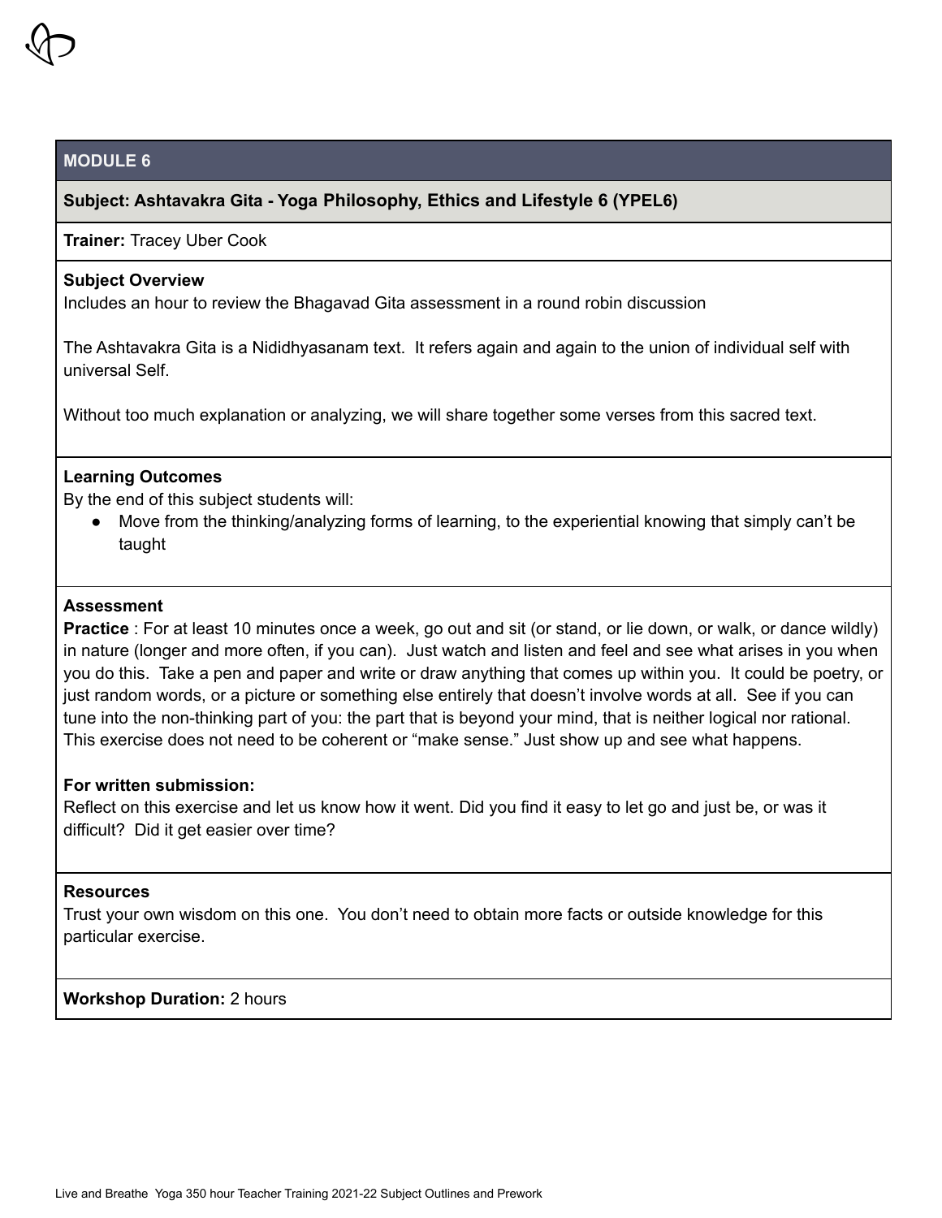## MODULE 6

**Subject: Ashtavakra Gita - Yoga Philosophy, Ethics and Lifestyle 6 (YPEL6)**

**Trainer:** Tracey Uber Cook

**Subject Overview**

Includes an hour to review the Bhagavad Gita assessment in a round robin discussion

The Ashtavakra Gita is a Nididhyasanam text. It refers again and again to the union of individual self with universal Self.

Without too much explanation or analyzing, we will share together some verses from this sacred text.

**Learning Outcomes**

By the end of this subject students will:

- Move from the thinking/analyzing forms of learning, to the experiential knowing that simply can't be taught

**Assessment**

**Practice** : For at least 10 minutes once a week, go out and sit (or stand, or lie down, or walk, or dance wildly) in nature (longer and more often, if you can). Just watch and listen and feel and see what arises in you when you do this. Take a pen and paper and write or draw anything that comes up within you. It could be poetry, or just random words, or a picture or something else entirely that doesn't involve words at all. See if you can tune into the non-thinking part of you: the part that is beyond your mind, that is neither logical nor rational. This exercise does not need to be coherent or "make sense." Just show up and see what happens.

**For written submission:**

Reflect on this exercise and let us know how it went. Did you find it easy to let go and just be, or was it difficult? Did it get easier over time?

**Resources**

Trust your own wisdom on this one. You don't need to obtain more facts or outside knowledge for this particular exercise.

**Workshop Duration:** 2 hours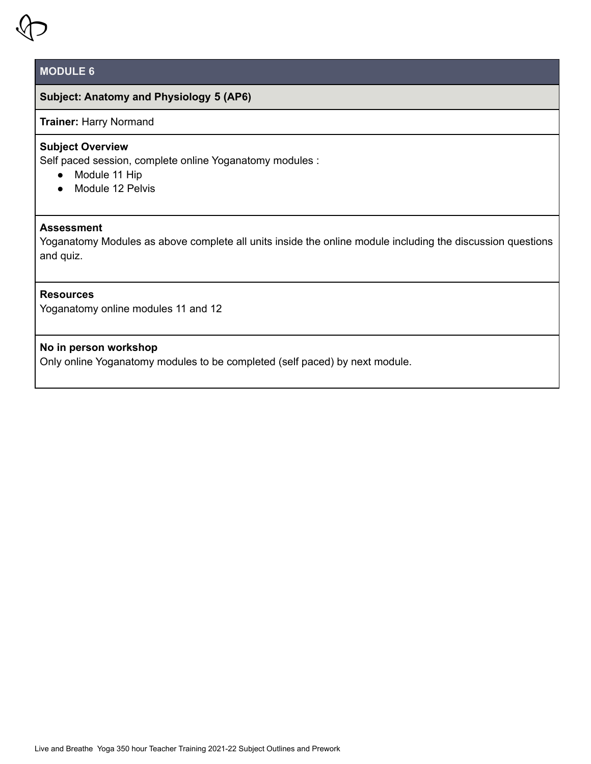## MODULE 6

**Subject: Anatomy and Physiology 5 (AP6)**

**Trainer:** Harry Normand

**Subject Overview**

Self paced session, complete online Yoganatomy modules :

- Module 11 Hip
- Module 12 Pelvis

**Assessment**

Yoganatomy Modules as above complete all units inside the online module including the discussion questions and quiz.

**Resources**

Yoganatomy online modules 11 and 12

**No in person workshop**

Only online Yoganatomy modules to be completed (self paced) by next module.